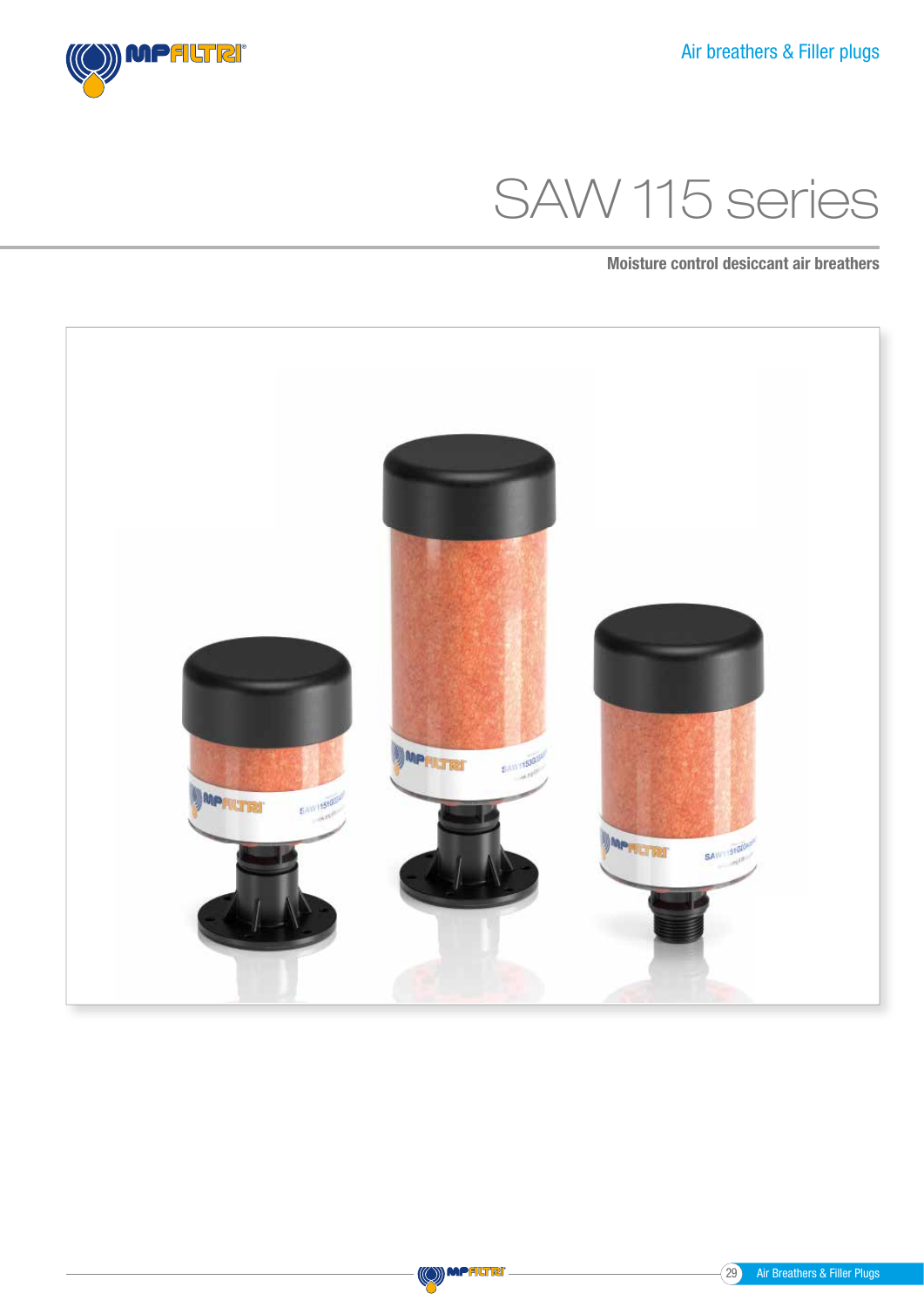Air breathers & Filler plugs

# SAW 115 series

**Moisture control desiccant air breathers**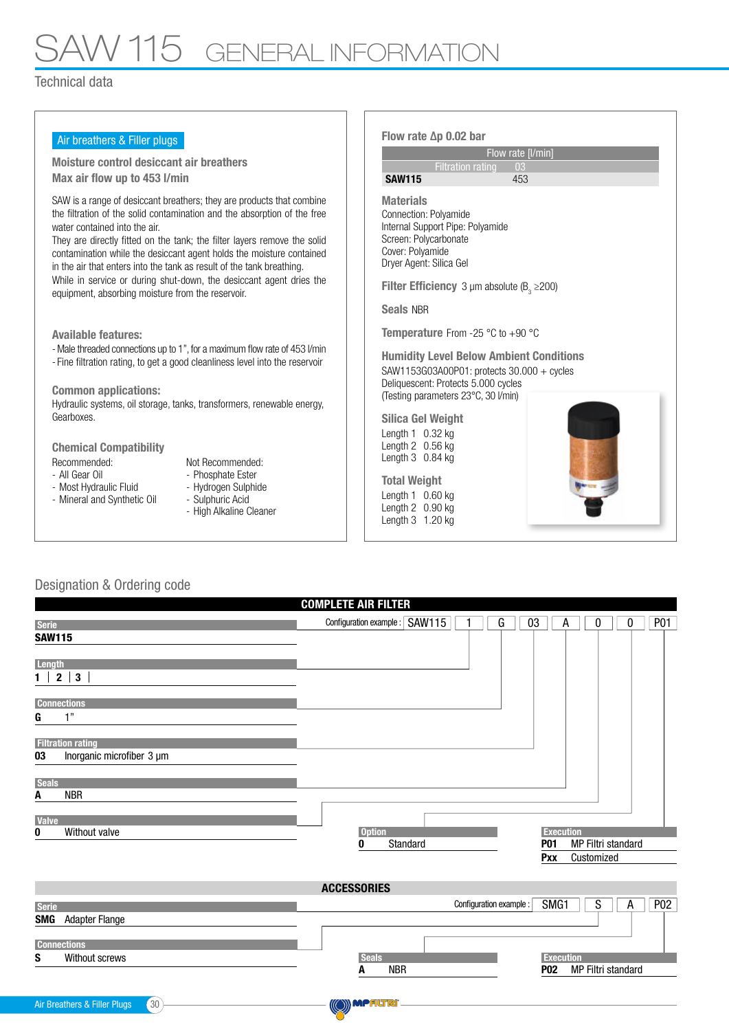# SAW 115 GENERAL INFORMATION

Technical data

**Air breathers & Filler plugs**

### Moisture control desiccant air breathers
### Max air flow up to 453 l/min

SAW is a range of desiccant breathers; they are products that combine the filtration of the solid contamination and the absorption of the free water contained into the air.
They are directly fitted on the tank; the filter layers remove the solid contamination while the desiccant agent holds the moisture contained in the air that enters into the tank as result of the tank breathing.
While in service or during shut-down, the desiccant agent dries the equipment, absorbing moisture from the reservoir.

### Available features:

- Male threaded connections up to 1", for a maximum flow rate of 453 l/min
- Fine filtration rating, to get a good cleanliness level into the reservoir

### Common applications:

Hydraulic systems, oil storage, tanks, transformers, renewable energy, Gearboxes.

### Chemical Compatibility

Recommended:
- All Gear Oil
- Most Hydraulic Fluid
- Mineral and Synthetic Oil

Not Recommended:
- Phosphate Ester
- Hydrogen Sulphide
- Sulphuric Acid
- High Alkaline Cleaner

### Flow rate Δp 0.02 bar

| | Flow rate [l/min] |
|---|---|
| Filtration rating | 03 |
| **SAW115** | 453 |

### Materials

Connection: Polyamide
Internal Support Pipe: Polyamide
Screen: Polycarbonate
Cover: Polyamide
Dryer Agent: Silica Gel

**Filter Efficiency** 3 µm absolute ($\beta_3 \geq 200$)

**Seals** NBR

**Temperature** From -25 °C to +90 °C

### Humidity Level Below Ambient Conditions

SAW1153G03A00P01: protects 30.000 + cycles
Deliquescent: Protects 5.000 cycles
(Testing parameters 23°C, 30 l/min)

### Silica Gel Weight

Length 1 0.32 kg
Length 2 0.56 kg
Length 3 0.84 kg

### Total Weight

Length 1 0.60 kg
Length 2 0.90 kg
Length 3 1.20 kg

## Designation & Ordering code

### COMPLETE AIR FILTER

Configuration example : SAW115 | 1 | G | 03 | A | 0 | 0 | P01

**Serie**
**SAW115**

**Length**
1 | 2 | 3

**Connections**
**G** 1"

**Filtration rating**
**03** Inorganic microfiber 3 µm

**Seals**
**A** NBR

**Valve**
**0** Without valve

**Option**
**0** Standard

**Execution**
**P01** MP Filtri standard
**Pxx** Customized

### ACCESSORIES

Configuration example : SMG1 | S | A | P02

**Serie**
**SMG** Adapter Flange

**Connections**
**S** Without screws

**Seals**
**A** NBR

**Execution**
**P02** MP Filtri standard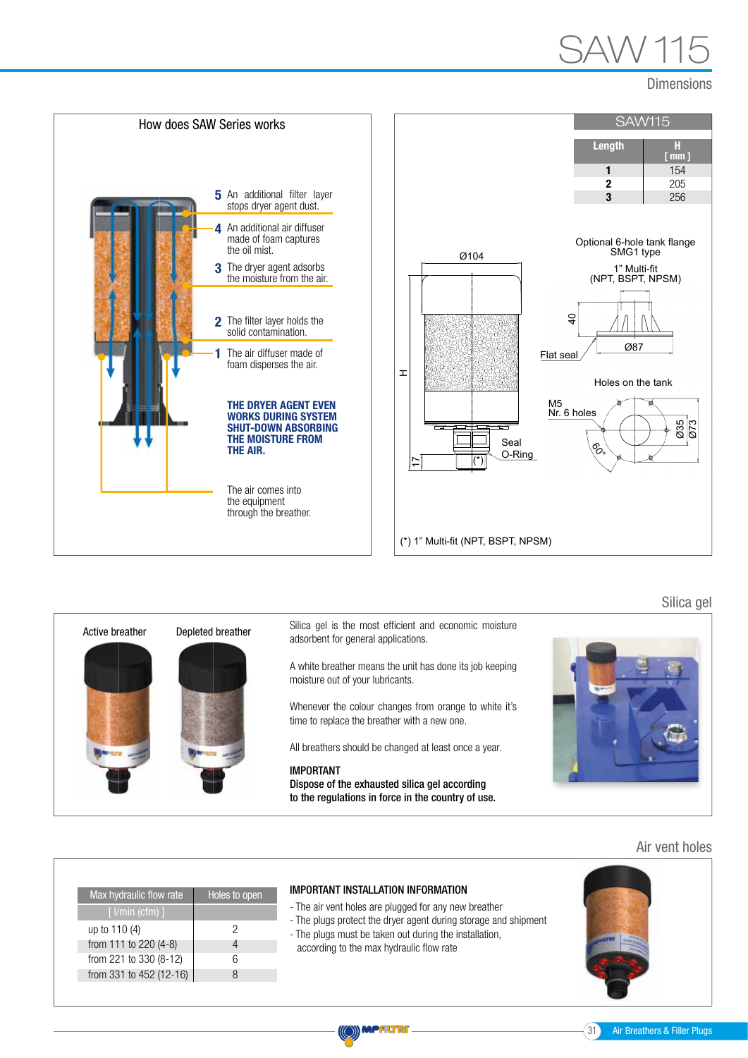# SAW 115

## Dimensions

### How does SAW Series works

5 An additional filter layer stops dryer agent dust.

4 An additional air diffuser made of foam captures the oil mist.

3 The dryer agent adsorbs the moisture from the air.

2 The filter layer holds the solid contamination.

1 The air diffuser made of foam disperses the air.

**THE DRYER AGENT EVEN WORKS DURING SYSTEM SHUT-DOWN ABSORBING THE MOISTURE FROM THE AIR.**

The air comes into the equipment through the breather.

| SAW115 | |
|---|---|
| Length | H [ mm ] |
| 1 | 154 |
| 2 | 205 |
| 3 | 256 |

Ø104

H

17

(*)

Seal O-Ring

Optional 6-hole tank flange SMG1 type

1" Multi-fit (NPT, BSPT, NPSM)

40

Ø87

Flat seal

Holes on the tank

M5 Nr. 6 holes

60°

Ø35

Ø73

(*) 1" Multi-fit (NPT, BSPT, NPSM)

## Silica gel

Active breather

Depleted breather

Silica gel is the most efficient and economic moisture adsorbent for general applications.

A white breather means the unit has done its job keeping moisture out of your lubricants.

Whenever the colour changes from orange to white it's time to replace the breather with a new one.

All breathers should be changed at least once a year.

**IMPORTANT**
**Dispose of the exhausted silica gel according to the regulations in force in the country of use.**

## Air vent holes

| Max hydraulic flow rate [ l/min (cfm) ] | Holes to open |
|---|---|
| up to 110 (4) | 2 |
| from 111 to 220 (4-8) | 4 |
| from 221 to 330 (8-12) | 6 |
| from 331 to 452 (12-16) | 8 |

**IMPORTANT INSTALLATION INFORMATION**

- The air vent holes are plugged for any new breather
- The plugs protect the dryer agent during storage and shipment
- The plugs must be taken out during the installation, according to the max hydraulic flow rate